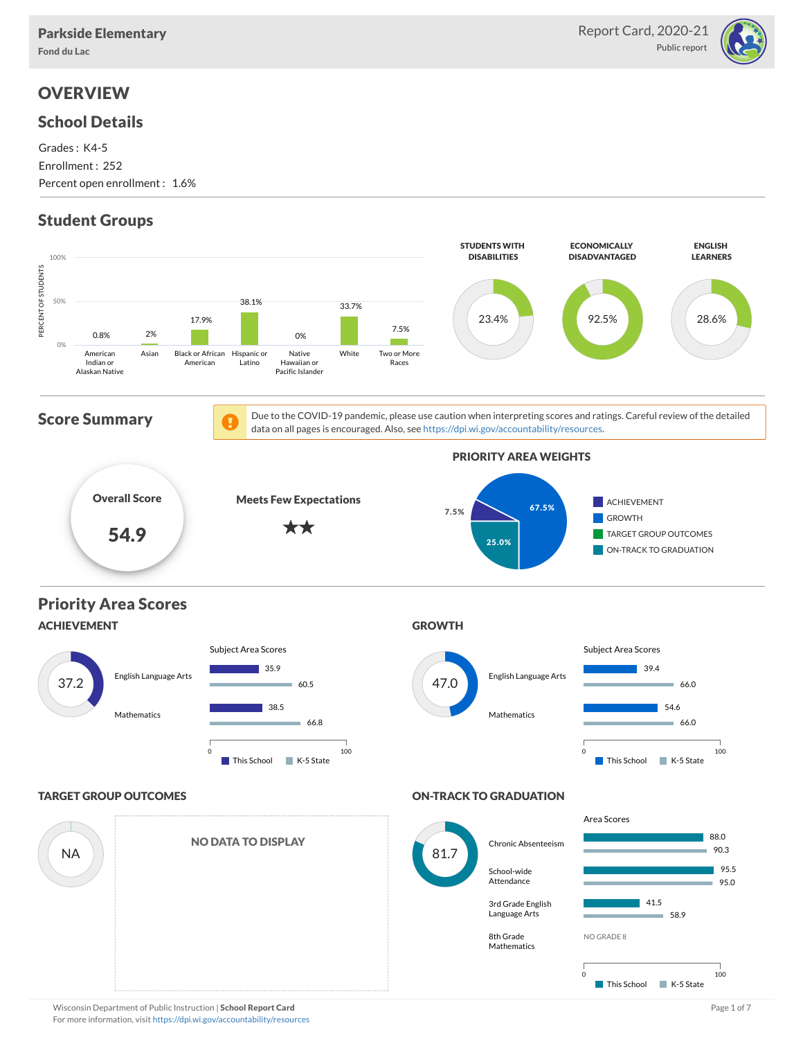Parkside Elementary
Fond du Lac

Report Card, 2020-21
Public report

# OVERVIEW

## School Details

Grades : K4-5
Enrollment : 252
Percent open enrollment : 1.6%

## Student Groups

| Group | Percent of Students |
|---|---|
| American Indian or Alaskan Native | 0.8% |
| Asian | 2% |
| Black or African American | 17.9% |
| Hispanic or Latino | 38.1% |
| Native Hawaiian or Pacific Islander | 0% |
| White | 33.7% |
| Two or More Races | 7.5% |

| STUDENTS WITH DISABILITIES | ECONOMICALLY DISADVANTAGED | ENGLISH LEARNERS |
|---|---|---|
| 23.4% | 92.5% | 28.6% |

## Score Summary

Due to the COVID-19 pandemic, please use caution when interpreting scores and ratings. Careful review of the detailed data on all pages is encouraged. Also, see https://dpi.wi.gov/accountability/resources.

**Overall Score**
**54.9**

**Meets Few Expectations**
★★

### PRIORITY AREA WEIGHTS

| Priority Area | Weight |
|---|---|
| ACHIEVEMENT | 7.5% |
| GROWTH | 67.5% |
| TARGET GROUP OUTCOMES | |
| ON-TRACK TO GRADUATION | 25.0% |

## Priority Area Scores

### ACHIEVEMENT

Score: 37.2

Subject Area Scores

| Subject | This School | K-5 State |
|---|---|---|
| English Language Arts | 35.9 | 60.5 |
| Mathematics | 38.5 | 66.8 |

### GROWTH

Score: 47.0

Subject Area Scores

| Subject | This School | K-5 State |
|---|---|---|
| English Language Arts | 39.4 | 66.0 |
| Mathematics | 54.6 | 66.0 |

### TARGET GROUP OUTCOMES

Score: NA

NO DATA TO DISPLAY

### ON-TRACK TO GRADUATION

Score: 81.7

Area Scores

| Area | This School | K-5 State |
|---|---|---|
| Chronic Absenteeism | 88.0 | 90.3 |
| School-wide Attendance | 95.5 | 95.0 |
| 3rd Grade English Language Arts | 41.5 | 58.9 |
| 8th Grade Mathematics | NO GRADE 8 | |

Wisconsin Department of Public Instruction | **School Report Card**
For more information, visit https://dpi.wi.gov/accountability/resources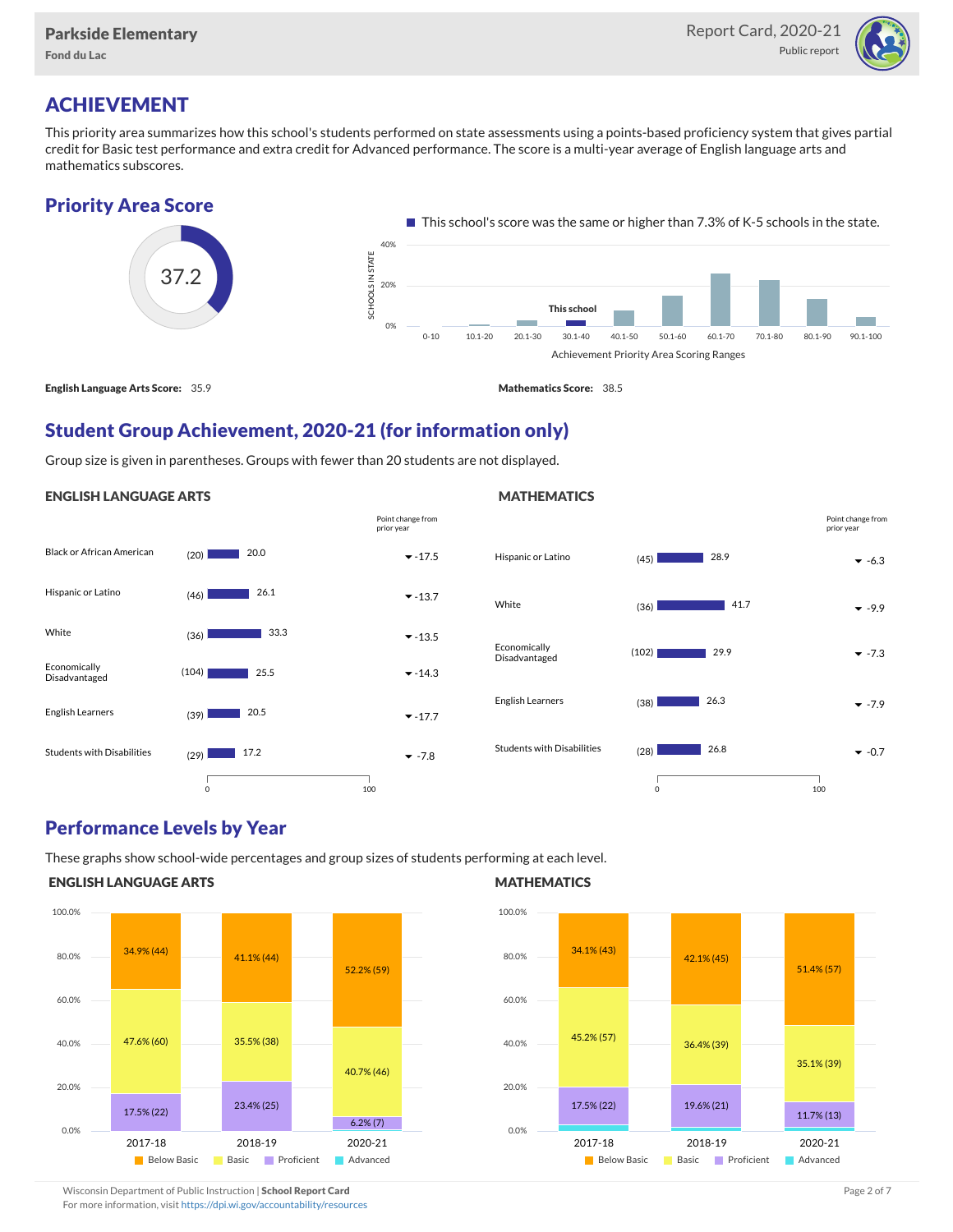Parkside Elementary
Fond du Lac

Report Card, 2020-21
Public report

# ACHIEVEMENT

This priority area summarizes how this school's students performed on state assessments using a points-based proficiency system that gives partial credit for Basic test performance and extra credit for Advanced performance. The score is a multi-year average of English language arts and mathematics subscores.

## Priority Area Score

37.2

This school's score was the same or higher than 7.3% of K-5 schools in the state.

**English Language Arts Score:** 35.9

**Mathematics Score:** 38.5

## Student Group Achievement, 2020-21 (for information only)

Group size is given in parentheses. Groups with fewer than 20 students are not displayed.

### ENGLISH LANGUAGE ARTS

| Group | Size | Score | Point change from prior year |
|---|---|---|---|
| Black or African American | (20) | 20.0 | -17.5 |
| Hispanic or Latino | (46) | 26.1 | -13.7 |
| White | (36) | 33.3 | -13.5 |
| Economically Disadvantaged | (104) | 25.5 | -14.3 |
| English Learners | (39) | 20.5 | -17.7 |
| Students with Disabilities | (29) | 17.2 | -7.8 |

### MATHEMATICS

| Group | Size | Score | Point change from prior year |
|---|---|---|---|
| Hispanic or Latino | (45) | 28.9 | -6.3 |
| White | (36) | 41.7 | -9.9 |
| Economically Disadvantaged | (102) | 29.9 | -7.3 |
| English Learners | (38) | 26.3 | -7.9 |
| Students with Disabilities | (28) | 26.8 | -0.7 |

## Performance Levels by Year

These graphs show school-wide percentages and group sizes of students performing at each level.

### ENGLISH LANGUAGE ARTS

| Level | 2017-18 | 2018-19 | 2020-21 |
|---|---|---|---|
| Below Basic | 34.9% (44) | 41.1% (44) | 52.2% (59) |
| Basic | 47.6% (60) | 35.5% (38) | 40.7% (46) |
| Proficient | 17.5% (22) | 23.4% (25) | 6.2% (7) |
| Advanced | | | |

### MATHEMATICS

| Level | 2017-18 | 2018-19 | 2020-21 |
|---|---|---|---|
| Below Basic | 34.1% (43) | 42.1% (45) | 51.4% (57) |
| Basic | 45.2% (57) | 36.4% (39) | 35.1% (39) |
| Proficient | 17.5% (22) | 19.6% (21) | 11.7% (13) |
| Advanced | | | |

Wisconsin Department of Public Instruction | **School Report Card**
For more information, visit https://dpi.wi.gov/accountability/resources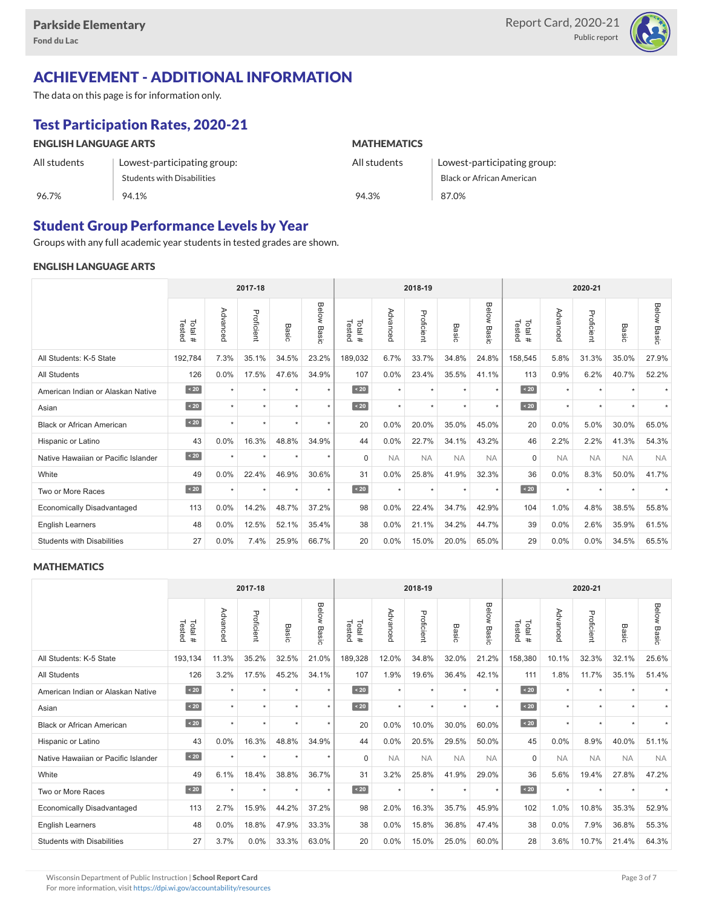# ACHIEVEMENT - ADDITIONAL INFORMATION

The data on this page is for information only.

## Test Participation Rates, 2020-21

| | ENGLISH LANGUAGE ARTS | | MATHEMATICS |
|---|---|---|---|
| All students | Lowest-participating group: Students with Disabilities | All students | Lowest-participating group: Black or African American |
| 96.7% | 94.1% | 94.3% | 87.0% |

## Student Group Performance Levels by Year

Groups with any full academic year students in tested grades are shown.

### ENGLISH LANGUAGE ARTS

| | 2017-18 | | | | | 2018-19 | | | | | 2020-21 | | | | |
|---|---|---|---|---|---|---|---|---|---|---|---|---|---|---|---|
| | Total # Tested | Advanced | Proficient | Basic | Below Basic | Total # Tested | Advanced | Proficient | Basic | Below Basic | Total # Tested | Advanced | Proficient | Basic | Below Basic |
| All Students: K-5 State | 192,784 | 7.3% | 35.1% | 34.5% | 23.2% | 189,032 | 6.7% | 33.7% | 34.8% | 24.8% | 158,545 | 5.8% | 31.3% | 35.0% | 27.9% |
| All Students | 126 | 0.0% | 17.5% | 47.6% | 34.9% | 107 | 0.0% | 23.4% | 35.5% | 41.1% | 113 | 0.9% | 6.2% | 40.7% | 52.2% |
| American Indian or Alaskan Native | < 20 | * | * | * | * | < 20 | * | * | * | * | < 20 | * | * | * | * |
| Asian | < 20 | * | * | * | * | < 20 | * | * | * | * | < 20 | * | * | * | * |
| Black or African American | < 20 | * | * | * | * | 20 | 0.0% | 20.0% | 35.0% | 45.0% | 20 | 0.0% | 5.0% | 30.0% | 65.0% |
| Hispanic or Latino | 43 | 0.0% | 16.3% | 48.8% | 34.9% | 44 | 0.0% | 22.7% | 34.1% | 43.2% | 46 | 2.2% | 2.2% | 41.3% | 54.3% |
| Native Hawaiian or Pacific Islander | < 20 | * | * | * | * | 0 | NA | NA | NA | NA | 0 | NA | NA | NA | NA |
| White | 49 | 0.0% | 22.4% | 46.9% | 30.6% | 31 | 0.0% | 25.8% | 41.9% | 32.3% | 36 | 0.0% | 8.3% | 50.0% | 41.7% |
| Two or More Races | < 20 | * | * | * | * | < 20 | * | * | * | * | < 20 | * | * | * | * |
| Economically Disadvantaged | 113 | 0.0% | 14.2% | 48.7% | 37.2% | 98 | 0.0% | 22.4% | 34.7% | 42.9% | 104 | 1.0% | 4.8% | 38.5% | 55.8% |
| English Learners | 48 | 0.0% | 12.5% | 52.1% | 35.4% | 38 | 0.0% | 21.1% | 34.2% | 44.7% | 39 | 0.0% | 2.6% | 35.9% | 61.5% |
| Students with Disabilities | 27 | 0.0% | 7.4% | 25.9% | 66.7% | 20 | 0.0% | 15.0% | 20.0% | 65.0% | 29 | 0.0% | 0.0% | 34.5% | 65.5% |

### MATHEMATICS

| | 2017-18 | | | | | 2018-19 | | | | | 2020-21 | | | | |
|---|---|---|---|---|---|---|---|---|---|---|---|---|---|---|---|
| | Total # Tested | Advanced | Proficient | Basic | Below Basic | Total # Tested | Advanced | Proficient | Basic | Below Basic | Total # Tested | Advanced | Proficient | Basic | Below Basic |
| All Students: K-5 State | 193,134 | 11.3% | 35.2% | 32.5% | 21.0% | 189,328 | 12.0% | 34.8% | 32.0% | 21.2% | 158,380 | 10.1% | 32.3% | 32.1% | 25.6% |
| All Students | 126 | 3.2% | 17.5% | 45.2% | 34.1% | 107 | 1.9% | 19.6% | 36.4% | 42.1% | 111 | 1.8% | 11.7% | 35.1% | 51.4% |
| American Indian or Alaskan Native | < 20 | * | * | * | * | < 20 | * | * | * | * | < 20 | * | * | * | * |
| Asian | < 20 | * | * | * | * | < 20 | * | * | * | * | < 20 | * | * | * | * |
| Black or African American | < 20 | * | * | * | * | 20 | 0.0% | 10.0% | 30.0% | 60.0% | < 20 | * | * | * | * |
| Hispanic or Latino | 43 | 0.0% | 16.3% | 48.8% | 34.9% | 44 | 0.0% | 20.5% | 29.5% | 50.0% | 45 | 0.0% | 8.9% | 40.0% | 51.1% |
| Native Hawaiian or Pacific Islander | < 20 | * | * | * | * | 0 | NA | NA | NA | NA | 0 | NA | NA | NA | NA |
| White | 49 | 6.1% | 18.4% | 38.8% | 36.7% | 31 | 3.2% | 25.8% | 41.9% | 29.0% | 36 | 5.6% | 19.4% | 27.8% | 47.2% |
| Two or More Races | < 20 | * | * | * | * | < 20 | * | * | * | * | < 20 | * | * | * | * |
| Economically Disadvantaged | 113 | 2.7% | 15.9% | 44.2% | 37.2% | 98 | 2.0% | 16.3% | 35.7% | 45.9% | 102 | 1.0% | 10.8% | 35.3% | 52.9% |
| English Learners | 48 | 0.0% | 18.8% | 47.9% | 33.3% | 38 | 0.0% | 15.8% | 36.8% | 47.4% | 38 | 0.0% | 7.9% | 36.8% | 55.3% |
| Students with Disabilities | 27 | 3.7% | 0.0% | 33.3% | 63.0% | 20 | 0.0% | 15.0% | 25.0% | 60.0% | 28 | 3.6% | 10.7% | 21.4% | 64.3% |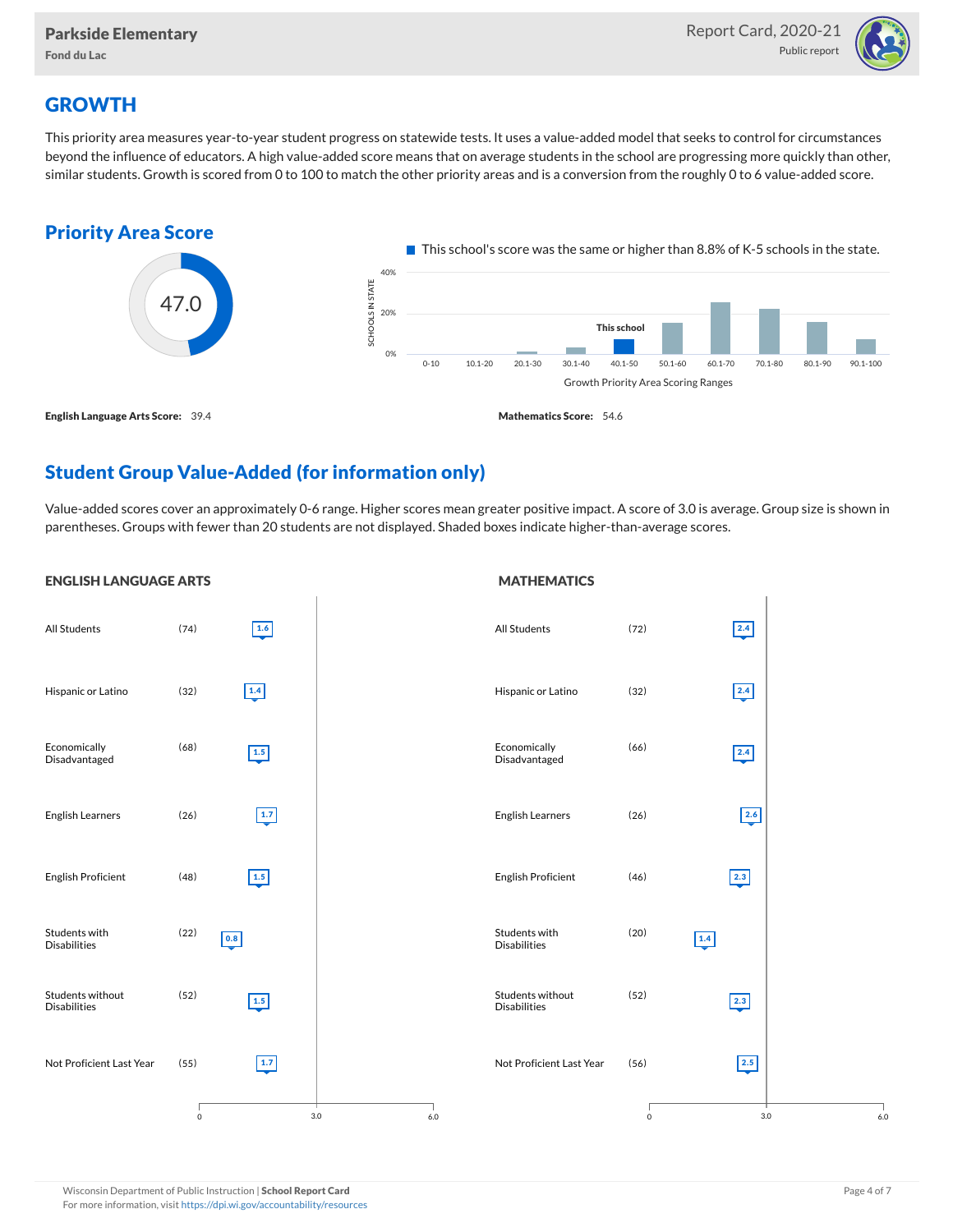## GROWTH

This priority area measures year-to-year student progress on statewide tests. It uses a value-added model that seeks to control for circumstances beyond the influence of educators. A high value-added score means that on average students in the school are progressing more quickly than other, similar students. Growth is scored from 0 to 100 to match the other priority areas and is a conversion from the roughly 0 to 6 value-added score.

### Priority Area Score

47.0

This school's score was the same or higher than 8.8% of K-5 schools in the state.

Growth Priority Area Scoring Ranges: 0-10, 10.1-20, 20.1-30, 30.1-40, 40.1-50 (This school), 50.1-60, 60.1-70, 70.1-80, 80.1-90, 90.1-100

**English Language Arts Score:** 39.4

**Mathematics Score:** 54.6

### Student Group Value-Added (for information only)

Value-added scores cover an approximately 0-6 range. Higher scores mean greater positive impact. A score of 3.0 is average. Group size is shown in parentheses. Groups with fewer than 20 students are not displayed. Shaded boxes indicate higher-than-average scores.

#### ENGLISH LANGUAGE ARTS

| Group | Size | Value-Added |
|---|---|---|
| All Students | (74) | 1.6 |
| Hispanic or Latino | (32) | 1.4 |
| Economically Disadvantaged | (68) | 1.5 |
| English Learners | (26) | 1.7 |
| English Proficient | (48) | 1.5 |
| Students with Disabilities | (22) | 0.8 |
| Students without Disabilities | (52) | 1.5 |
| Not Proficient Last Year | (55) | 1.7 |

#### MATHEMATICS

| Group | Size | Value-Added |
|---|---|---|
| All Students | (72) | 2.4 |
| Hispanic or Latino | (32) | 2.4 |
| Economically Disadvantaged | (66) | 2.4 |
| English Learners | (26) | 2.6 |
| English Proficient | (46) | 2.3 |
| Students with Disabilities | (20) | 1.4 |
| Students without Disabilities | (52) | 2.3 |
| Not Proficient Last Year | (56) | 2.5 |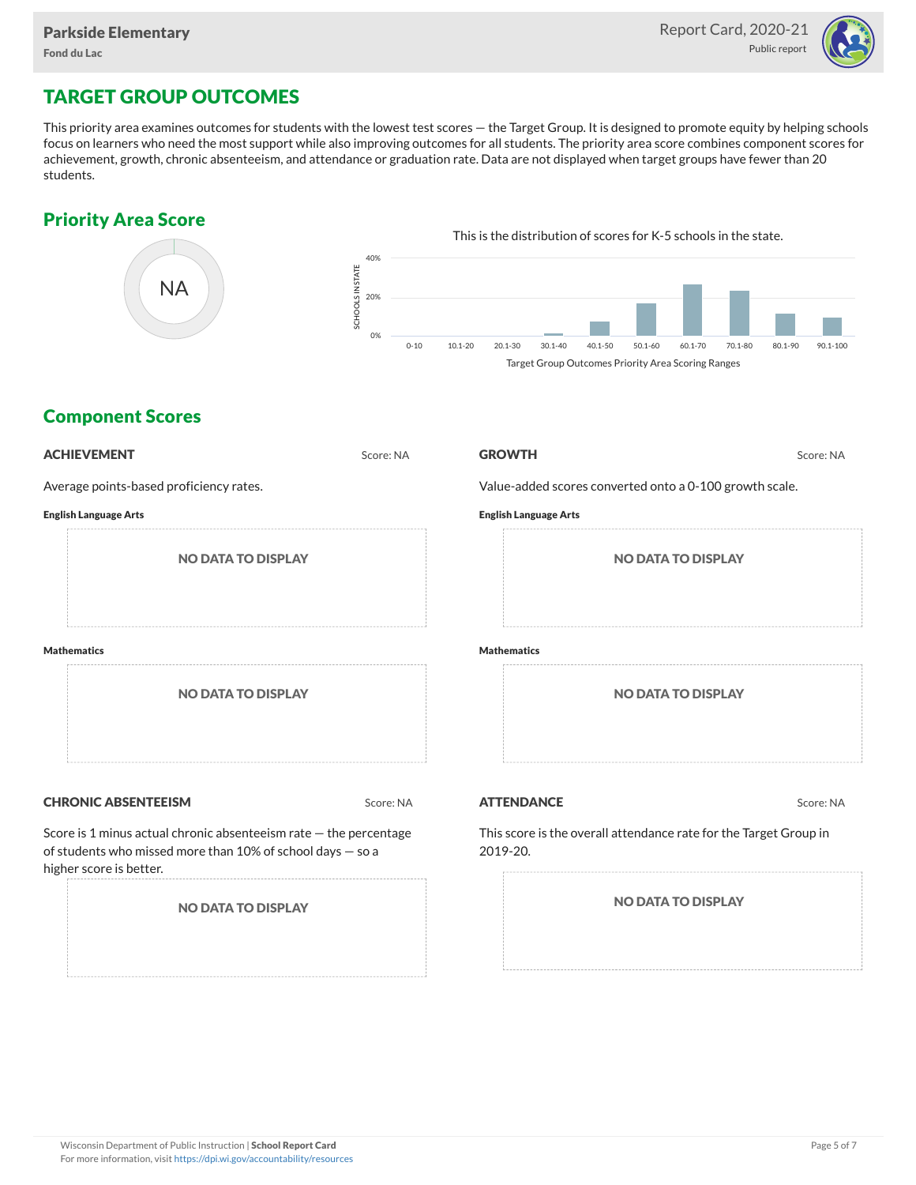# TARGET GROUP OUTCOMES

This priority area examines outcomes for students with the lowest test scores — the Target Group. It is designed to promote equity by helping schools focus on learners who need the most support while also improving outcomes for all students. The priority area score combines component scores for achievement, growth, chronic absenteeism, and attendance or graduation rate. Data are not displayed when target groups have fewer than 20 students.

## Priority Area Score

NA

This is the distribution of scores for K-5 schools in the state.

Target Group Outcomes Priority Area Scoring Ranges

## Component Scores

### ACHIEVEMENT

Score: NA

Average points-based proficiency rates.

**English Language Arts**

NO DATA TO DISPLAY

**Mathematics**

NO DATA TO DISPLAY

### GROWTH

Score: NA

Value-added scores converted onto a 0-100 growth scale.

**English Language Arts**

NO DATA TO DISPLAY

**Mathematics**

NO DATA TO DISPLAY

### CHRONIC ABSENTEEISM

Score: NA

Score is 1 minus actual chronic absenteeism rate — the percentage of students who missed more than 10% of school days — so a higher score is better.

NO DATA TO DISPLAY

### ATTENDANCE

Score: NA

This score is the overall attendance rate for the Target Group in 2019-20.

NO DATA TO DISPLAY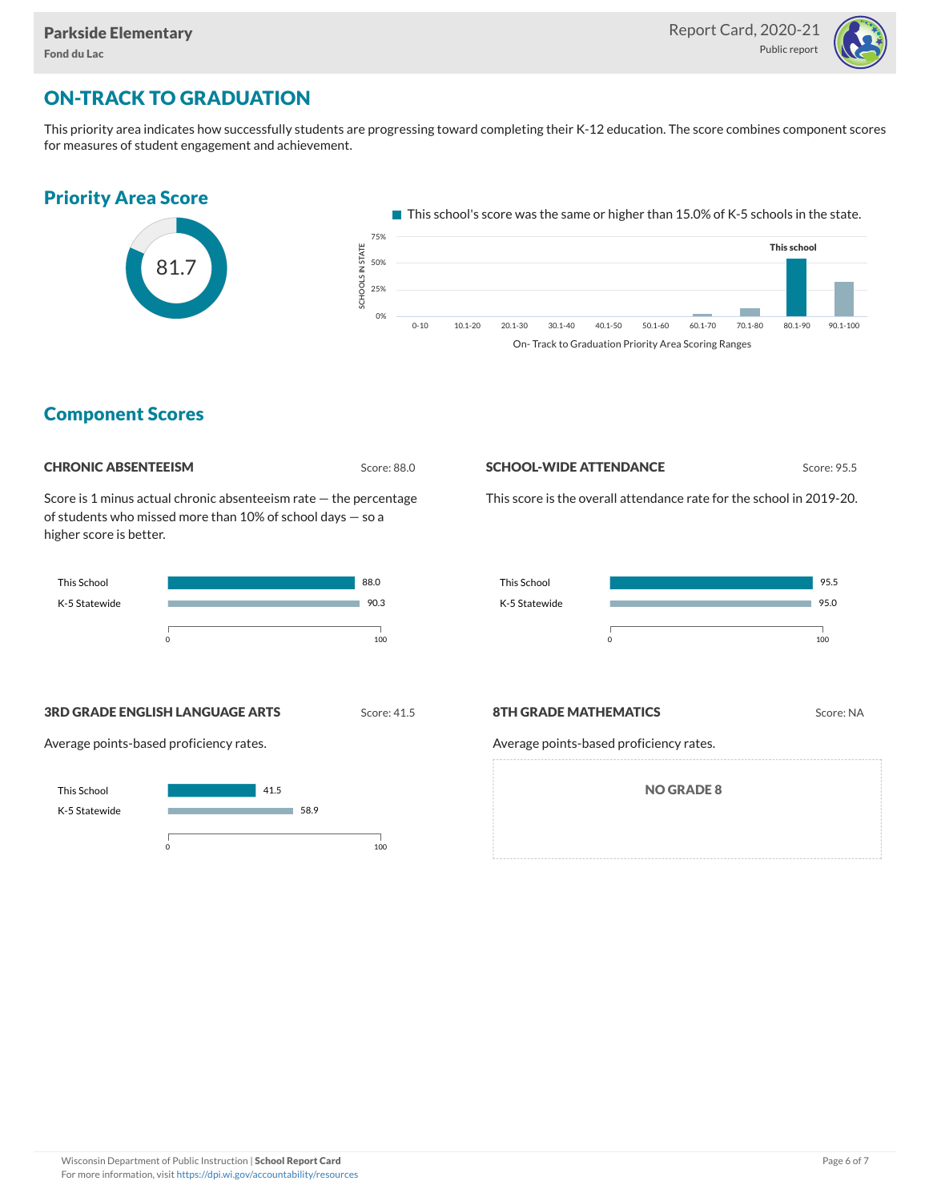Parkside Elementary
Fond du Lac

Report Card, 2020-21
Public report

## ON-TRACK TO GRADUATION

This priority area indicates how successfully students are progressing toward completing their K-12 education. The score combines component scores for measures of student engagement and achievement.

### Priority Area Score

81.7

This school's score was the same or higher than 15.0% of K-5 schools in the state.

On- Track to Graduation Priority Area Scoring Ranges

### Component Scores

#### CHRONIC ABSENTEEISM

Score: 88.0

Score is 1 minus actual chronic absenteeism rate — the percentage of students who missed more than 10% of school days — so a higher score is better.

| | |
|---|---|
| This School | 88.0 |
| K-5 Statewide | 90.3 |

#### SCHOOL-WIDE ATTENDANCE

Score: 95.5

This score is the overall attendance rate for the school in 2019-20.

| | |
|---|---|
| This School | 95.5 |
| K-5 Statewide | 95.0 |

#### 3RD GRADE ENGLISH LANGUAGE ARTS

Score: 41.5

Average points-based proficiency rates.

| | |
|---|---|
| This School | 41.5 |
| K-5 Statewide | 58.9 |

#### 8TH GRADE MATHEMATICS

Score: NA

Average points-based proficiency rates.

NO GRADE 8

Wisconsin Department of Public Instruction | **School Report Card**
For more information, visit https://dpi.wi.gov/accountability/resources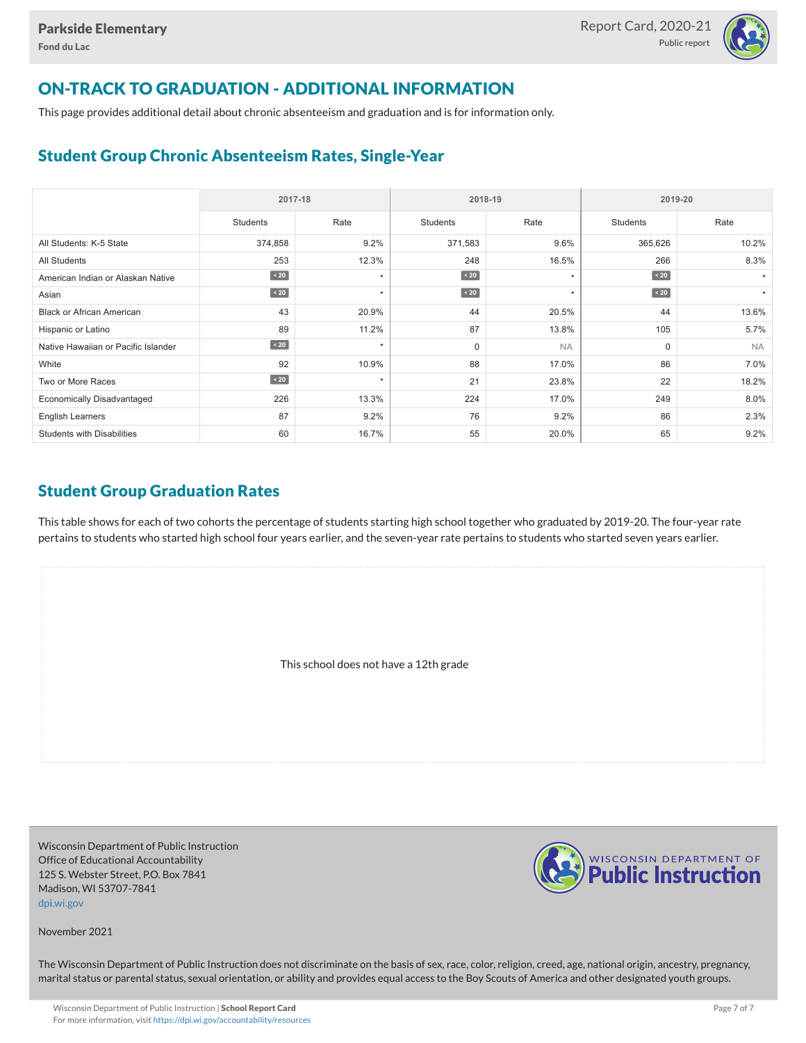# ON-TRACK TO GRADUATION - ADDITIONAL INFORMATION

This page provides additional detail about chronic absenteeism and graduation and is for information only.

## Student Group Chronic Absenteeism Rates, Single-Year

| | 2017-18 | | 2018-19 | | 2019-20 | |
|---|---|---|---|---|---|---|
| | Students | Rate | Students | Rate | Students | Rate |
| All Students: K-5 State | 374,858 | 9.2% | 371,583 | 9.6% | 365,626 | 10.2% |
| All Students | 253 | 12.3% | 248 | 16.5% | 266 | 8.3% |
| American Indian or Alaskan Native | < 20 | * | < 20 | * | < 20 | * |
| Asian | < 20 | * | < 20 | * | < 20 | * |
| Black or African American | 43 | 20.9% | 44 | 20.5% | 44 | 13.6% |
| Hispanic or Latino | 89 | 11.2% | 87 | 13.8% | 105 | 5.7% |
| Native Hawaiian or Pacific Islander | < 20 | * | 0 | NA | 0 | NA |
| White | 92 | 10.9% | 88 | 17.0% | 86 | 7.0% |
| Two or More Races | < 20 | * | 21 | 23.8% | 22 | 18.2% |
| Economically Disadvantaged | 226 | 13.3% | 224 | 17.0% | 249 | 8.0% |
| English Learners | 87 | 9.2% | 76 | 9.2% | 86 | 2.3% |
| Students with Disabilities | 60 | 16.7% | 55 | 20.0% | 65 | 9.2% |

## Student Group Graduation Rates

This table shows for each of two cohorts the percentage of students starting high school together who graduated by 2019-20. The four-year rate pertains to students who started high school four years earlier, and the seven-year rate pertains to students who started seven years earlier.

This school does not have a 12th grade

Wisconsin Department of Public Instruction
Office of Educational Accountability
125 S. Webster Street, P.O. Box 7841
Madison, WI 53707-7841
dpi.wi.gov

November 2021

The Wisconsin Department of Public Instruction does not discriminate on the basis of sex, race, color, religion, creed, age, national origin, ancestry, pregnancy, marital status or parental status, sexual orientation, or ability and provides equal access to the Boy Scouts of America and other designated youth groups.